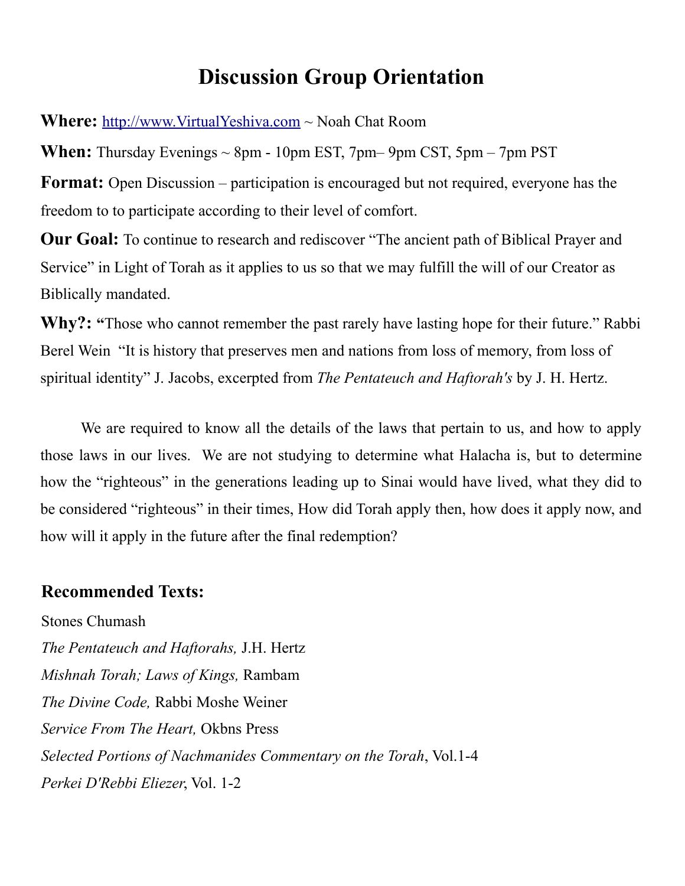# Discussion Group Orientation

**Where:** http://www.VirtualYeshiva.com ~ Noah Chat Room

**When:** Thursday Evenings ~ 8pm - 10pm EST, 7pm– 9pm CST, 5pm – 7pm PST

**Format:** Open Discussion – participation is encouraged but not required, everyone has the freedom to to participate according to their level of comfort.

**Our Goal:** To continue to research and rediscover "The ancient path of Biblical Prayer and Service" in Light of Torah as it applies to us so that we may fulfill the will of our Creator as Biblically mandated.

**Why?:** **"**Those who cannot remember the past rarely have lasting hope for their future." Rabbi Berel Wein "It is history that preserves men and nations from loss of memory, from loss of spiritual identity" J. Jacobs, excerpted from *The Pentateuch and Haftorah's* by J. H. Hertz.

We are required to know all the details of the laws that pertain to us, and how to apply those laws in our lives. We are not studying to determine what Halacha is, but to determine how the "righteous" in the generations leading up to Sinai would have lived, what they did to be considered "righteous" in their times, How did Torah apply then, how does it apply now, and how will it apply in the future after the final redemption?

## Recommended Texts:

Stones Chumash

*The Pentateuch and Haftorahs,* J.H. Hertz

*Mishnah Torah; Laws of Kings,* Rambam

*The Divine Code,* Rabbi Moshe Weiner

*Service From The Heart,* Okbns Press

*Selected Portions of Nachmanides Commentary on the Torah*, Vol.1-4

*Perkei D'Rebbi Eliezer*, Vol. 1-2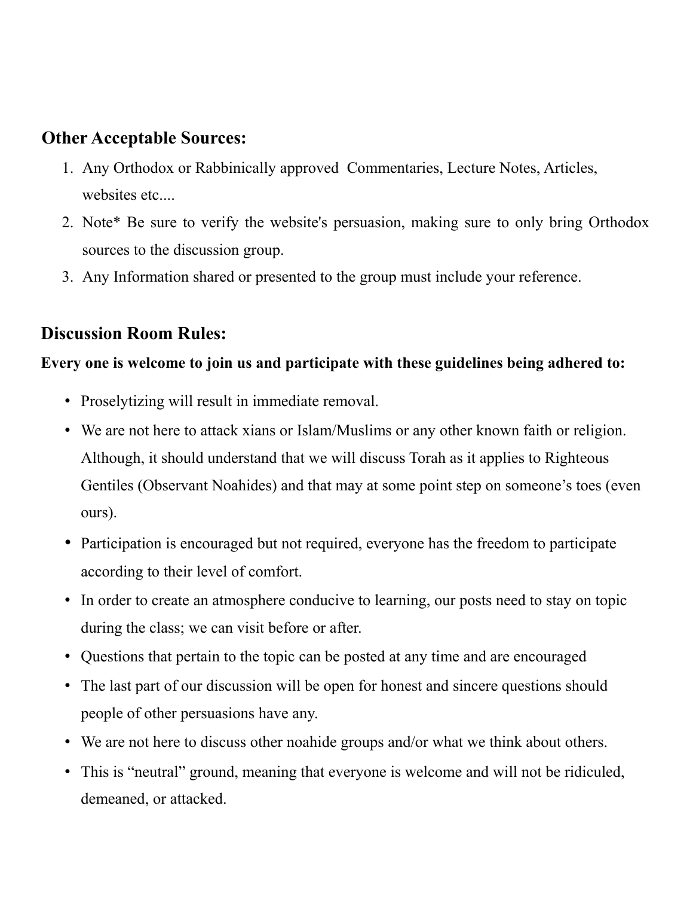## Other Acceptable Sources:

1. Any Orthodox or Rabbinically approved Commentaries, Lecture Notes, Articles, websites etc....
2. Note* Be sure to verify the website's persuasion, making sure to only bring Orthodox sources to the discussion group.
3. Any Information shared or presented to the group must include your reference.

## Discussion Room Rules:

**Every one is welcome to join us and participate with these guidelines being adhered to:**

- Proselytizing will result in immediate removal.
- We are not here to attack xians or Islam/Muslims or any other known faith or religion. Although, it should understand that we will discuss Torah as it applies to Righteous Gentiles (Observant Noahides) and that may at some point step on someone's toes (even ours).
- Participation is encouraged but not required, everyone has the freedom to participate according to their level of comfort.
- In order to create an atmosphere conducive to learning, our posts need to stay on topic during the class; we can visit before or after.
- Questions that pertain to the topic can be posted at any time and are encouraged
- The last part of our discussion will be open for honest and sincere questions should people of other persuasions have any.
- We are not here to discuss other noahide groups and/or what we think about others.
- This is "neutral" ground, meaning that everyone is welcome and will not be ridiculed, demeaned, or attacked.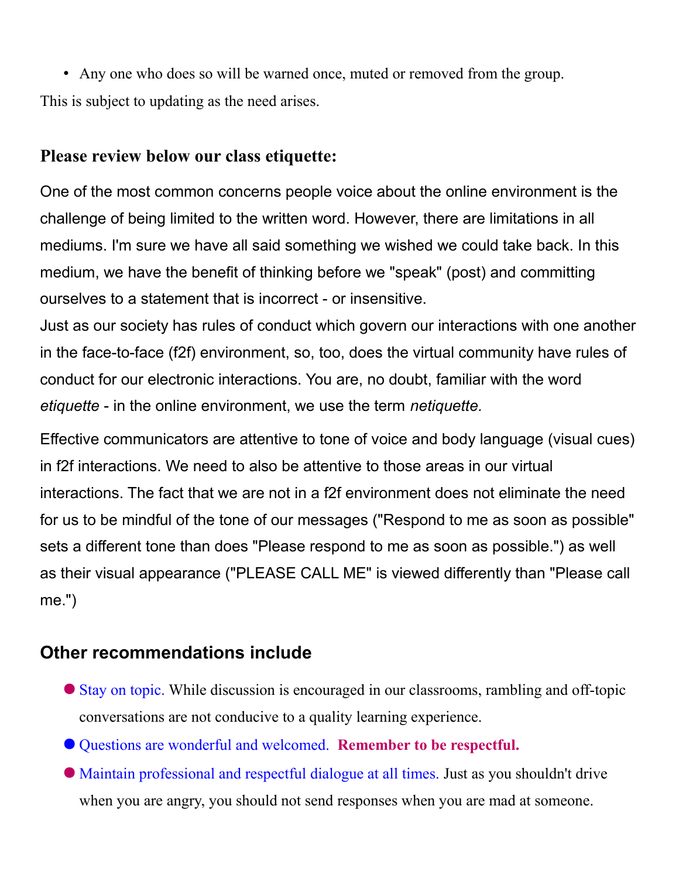- Any one who does so will be warned once, muted or removed from the group.

This is subject to updating as the need arises.

### Please review below our class etiquette:

One of the most common concerns people voice about the online environment is the challenge of being limited to the written word. However, there are limitations in all mediums. I'm sure we have all said something we wished we could take back. In this medium, we have the benefit of thinking before we "speak" (post) and committing ourselves to a statement that is incorrect - or insensitive.
Just as our society has rules of conduct which govern our interactions with one another in the face-to-face (f2f) environment, so, too, does the virtual community have rules of conduct for our electronic interactions. You are, no doubt, familiar with the word *etiquette* - in the online environment, we use the term *netiquette.*

Effective communicators are attentive to tone of voice and body language (visual cues) in f2f interactions. We need to also be attentive to those areas in our virtual interactions. The fact that we are not in a f2f environment does not eliminate the need for us to be mindful of the tone of our messages ("Respond to me as soon as possible" sets a different tone than does "Please respond to me as soon as possible.") as well as their visual appearance ("PLEASE CALL ME" is viewed differently than "Please call me.")

## Other recommendations include

- Stay on topic. While discussion is encouraged in our classrooms, rambling and off-topic conversations are not conducive to a quality learning experience.
- Questions are wonderful and welcomed. **Remember to be respectful.**
- Maintain professional and respectful dialogue at all times. Just as you shouldn't drive when you are angry, you should not send responses when you are mad at someone.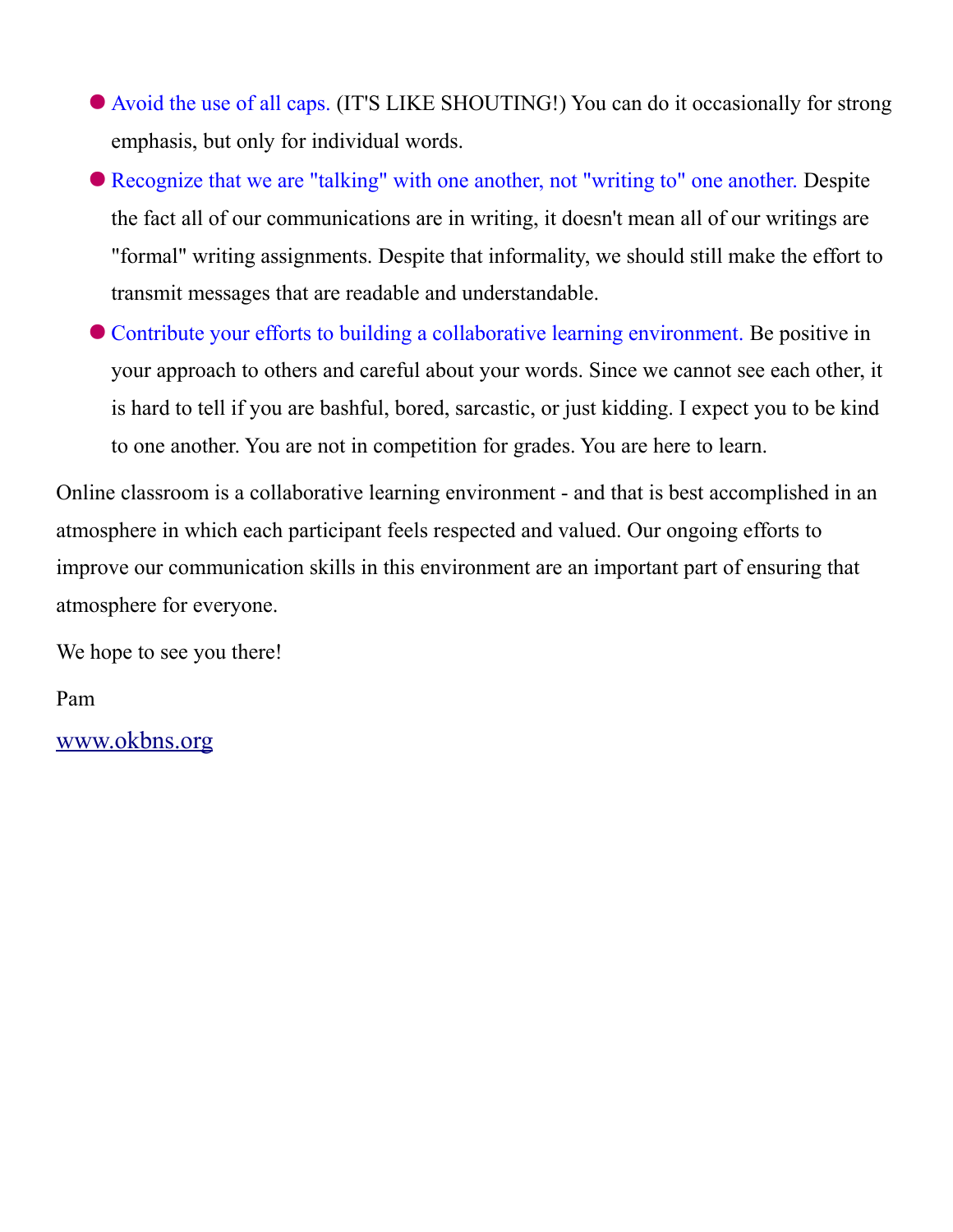- Avoid the use of all caps. (IT'S LIKE SHOUTING!) You can do it occasionally for strong emphasis, but only for individual words.
- Recognize that we are "talking" with one another, not "writing to" one another. Despite the fact all of our communications are in writing, it doesn't mean all of our writings are "formal" writing assignments. Despite that informality, we should still make the effort to transmit messages that are readable and understandable.
- Contribute your efforts to building a collaborative learning environment. Be positive in your approach to others and careful about your words. Since we cannot see each other, it is hard to tell if you are bashful, bored, sarcastic, or just kidding. I expect you to be kind to one another. You are not in competition for grades. You are here to learn.

Online classroom is a collaborative learning environment - and that is best accomplished in an atmosphere in which each participant feels respected and valued. Our ongoing efforts to improve our communication skills in this environment are an important part of ensuring that atmosphere for everyone.

We hope to see you there!

Pam

[www.okbns.org](http://www.okbns.org)